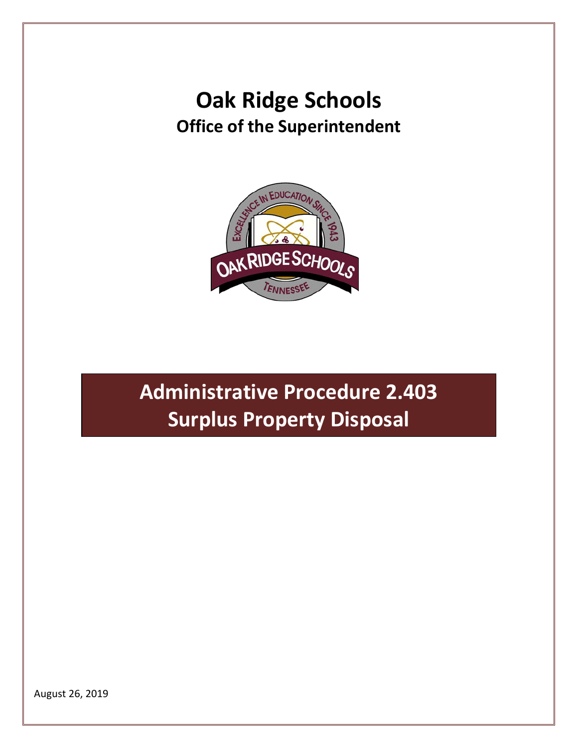# Oak Ridge Schools

## Office of the Superintendent

# Administrative Procedure 2.403
# Surplus Property Disposal

August 26, 2019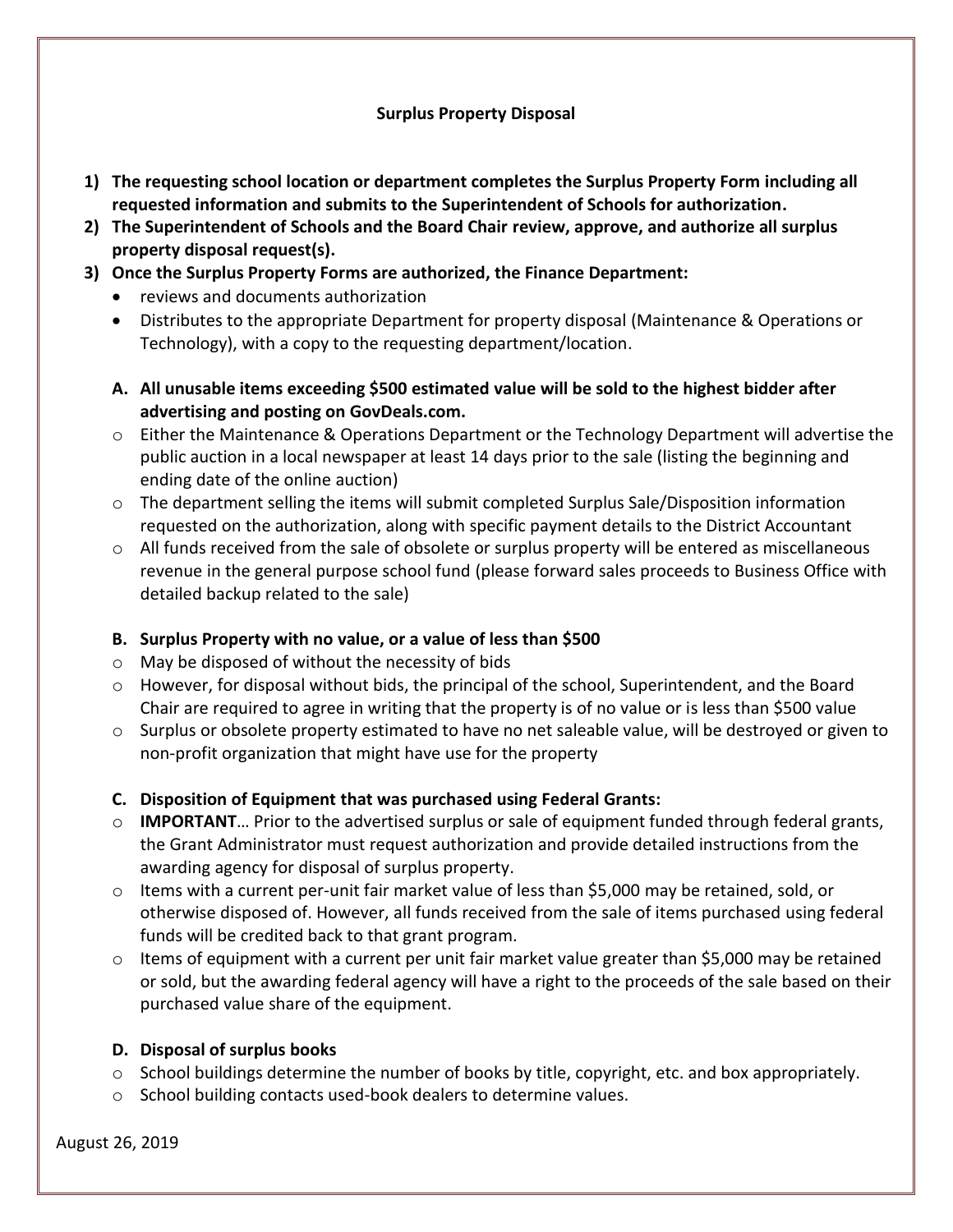**Surplus Property Disposal**

1) **The requesting school location or department completes the Surplus Property Form including all requested information and submits to the Superintendent of Schools for authorization.**
2) **The Superintendent of Schools and the Board Chair review, approve, and authorize all surplus property disposal request(s).**
3) **Once the Surplus Property Forms are authorized, the Finance Department:**
   - reviews and documents authorization
   - Distributes to the appropriate Department for property disposal (Maintenance & Operations or Technology), with a copy to the requesting department/location.

**A. All unusable items exceeding $500 estimated value will be sold to the highest bidder after advertising and posting on GovDeals.com.**

- Either the Maintenance & Operations Department or the Technology Department will advertise the public auction in a local newspaper at least 14 days prior to the sale (listing the beginning and ending date of the online auction)
- The department selling the items will submit completed Surplus Sale/Disposition information requested on the authorization, along with specific payment details to the District Accountant
- All funds received from the sale of obsolete or surplus property will be entered as miscellaneous revenue in the general purpose school fund (please forward sales proceeds to Business Office with detailed backup related to the sale)

**B. Surplus Property with no value, or a value of less than $500**

- May be disposed of without the necessity of bids
- However, for disposal without bids, the principal of the school, Superintendent, and the Board Chair are required to agree in writing that the property is of no value or is less than $500 value
- Surplus or obsolete property estimated to have no net saleable value, will be destroyed or given to non-profit organization that might have use for the property

**C. Disposition of Equipment that was purchased using Federal Grants:**

- **IMPORTANT**… Prior to the advertised surplus or sale of equipment funded through federal grants, the Grant Administrator must request authorization and provide detailed instructions from the awarding agency for disposal of surplus property.
- Items with a current per-unit fair market value of less than $5,000 may be retained, sold, or otherwise disposed of. However, all funds received from the sale of items purchased using federal funds will be credited back to that grant program.
- Items of equipment with a current per unit fair market value greater than $5,000 may be retained or sold, but the awarding federal agency will have a right to the proceeds of the sale based on their purchased value share of the equipment.

**D. Disposal of surplus books**

- School buildings determine the number of books by title, copyright, etc. and box appropriately.
- School building contacts used-book dealers to determine values.

August 26, 2019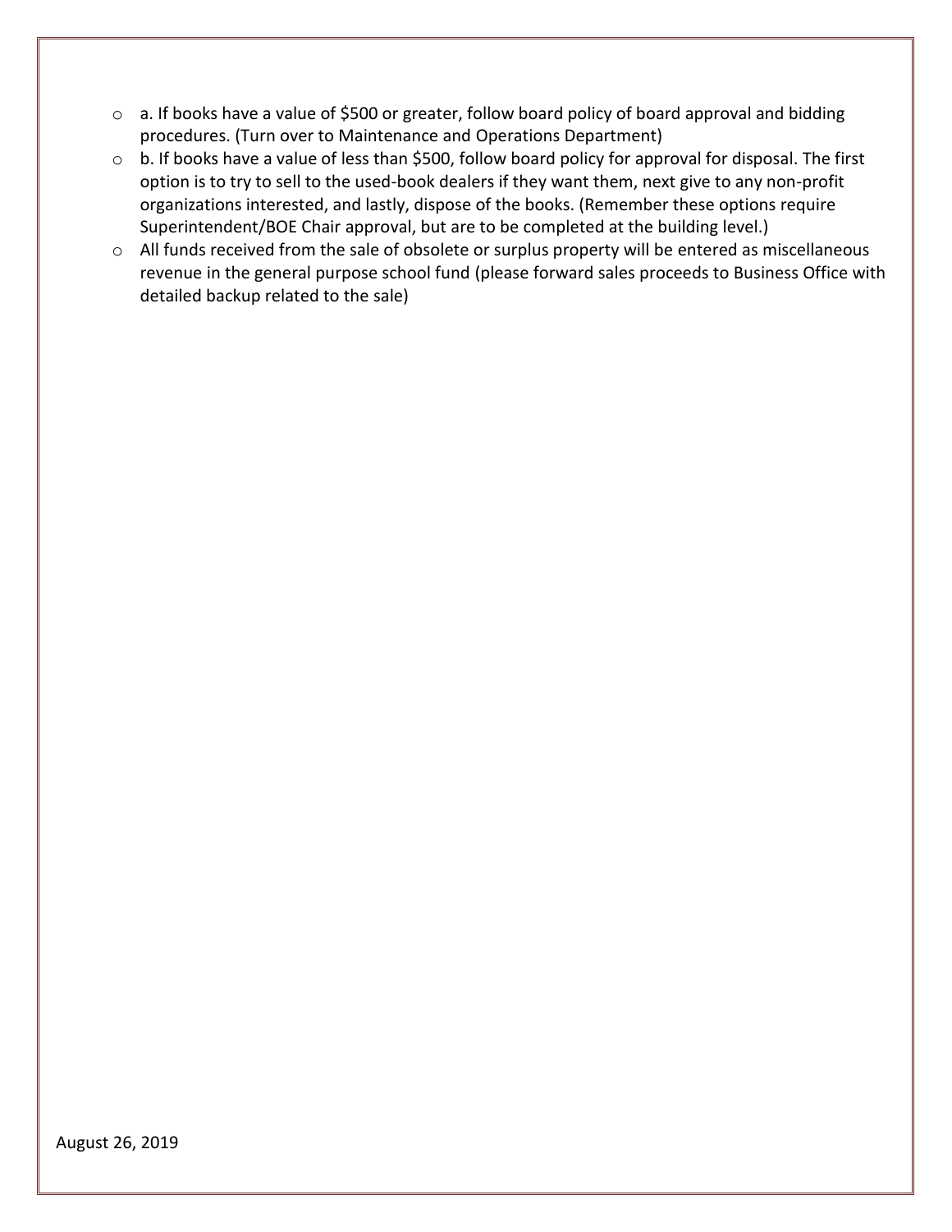- a. If books have a value of $500 or greater, follow board policy of board approval and bidding procedures. (Turn over to Maintenance and Operations Department)
- b. If books have a value of less than $500, follow board policy for approval for disposal. The first option is to try to sell to the used-book dealers if they want them, next give to any non-profit organizations interested, and lastly, dispose of the books. (Remember these options require Superintendent/BOE Chair approval, but are to be completed at the building level.)
- All funds received from the sale of obsolete or surplus property will be entered as miscellaneous revenue in the general purpose school fund (please forward sales proceeds to Business Office with detailed backup related to the sale)

August 26, 2019